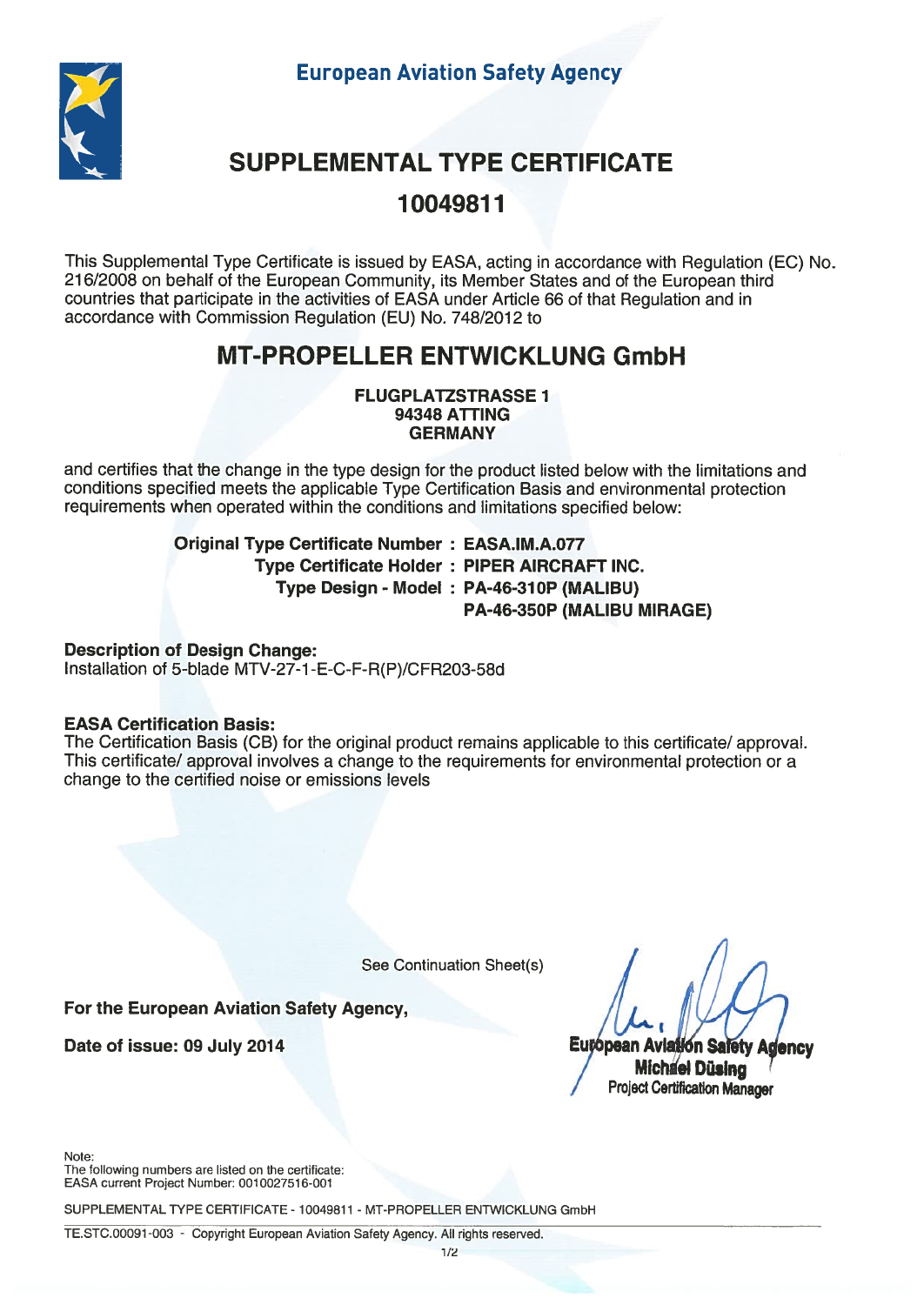**European Aviation Safety Agency**

# SUPPLEMENTAL TYPE CERTIFICATE

## 10049811

This Supplemental Type Certificate is issued by EASA, acting in accordance with Regulation (EC) No. 216/2008 on behalf of the European Community, its Member States and of the European third countries that participate in the activities of EASA under Article 66 of that Regulation and in accordance with Commission Regulation (EU) No. 748/2012 to

## MT-PROPELLER ENTWICKLUNG GmbH

**FLUGPLATZSTRASSE 1**
**94348 ATTING**
**GERMANY**

and certifies that the change in the type design for the product listed below with the limitations and conditions specified meets the applicable Type Certification Basis and environmental protection requirements when operated within the conditions and limitations specified below:

**Original Type Certificate Number : EASA.IM.A.077**
**Type Certificate Holder : PIPER AIRCRAFT INC.**
**Type Design - Model : PA-46-310P (MALIBU)**
**PA-46-350P (MALIBU MIRAGE)**

**Description of Design Change:**
Installation of 5-blade MTV-27-1-E-C-F-R(P)/CFR203-58d

**EASA Certification Basis:**
The Certification Basis (CB) for the original product remains applicable to this certificate/ approval. This certificate/ approval involves a change to the requirements for environmental protection or a change to the certified noise or emissions levels

See Continuation Sheet(s)

**For the European Aviation Safety Agency,**

**Date of issue: 09 July 2014**

European Aviation Safety Agency
Michael Düsing
Project Certification Manager

Note:
The following numbers are listed on the certificate:
EASA current Project Number: 0010027516-001

SUPPLEMENTAL TYPE CERTIFICATE - 10049811 - MT-PROPELLER ENTWICKLUNG GmbH

TE.STC.00091-003 - Copyright European Aviation Safety Agency. All rights reserved.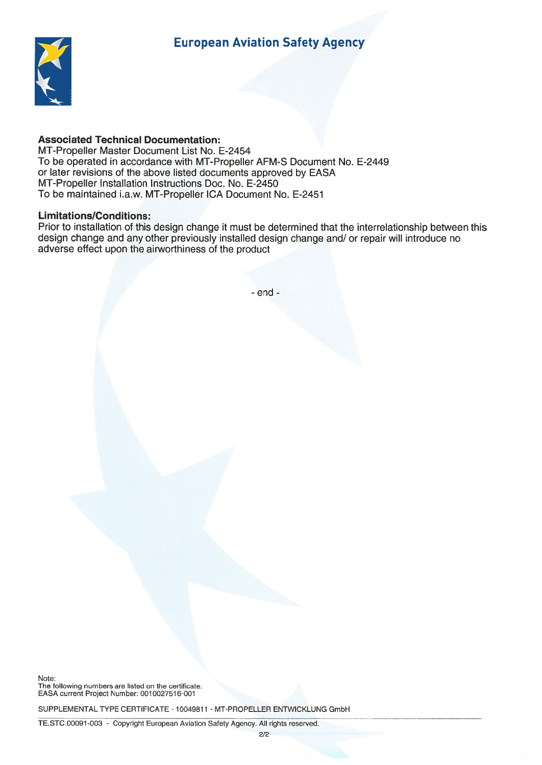**Associated Technical Documentation:**
MT-Propeller Master Document List No. E-2454
To be operated in accordance with MT-Propeller AFM-S Document No. E-2449
or later revisions of the above listed documents approved by EASA
MT-Propeller Installation Instructions Doc. No. E-2450
To be maintained i.a.w. MT-Propeller ICA Document No. E-2451

**Limitations/Conditions:**
Prior to installation of this design change it must be determined that the interrelationship between this design change and any other previously installed design change and/ or repair will introduce no adverse effect upon the airworthiness of the product

- end -

Note:
The following numbers are listed on the certificate.
EASA current Project Number: 0010027516-001

SUPPLEMENTAL TYPE CERTIFICATE - 10049811 - MT-PROPELLER ENTWICKLUNG GmbH